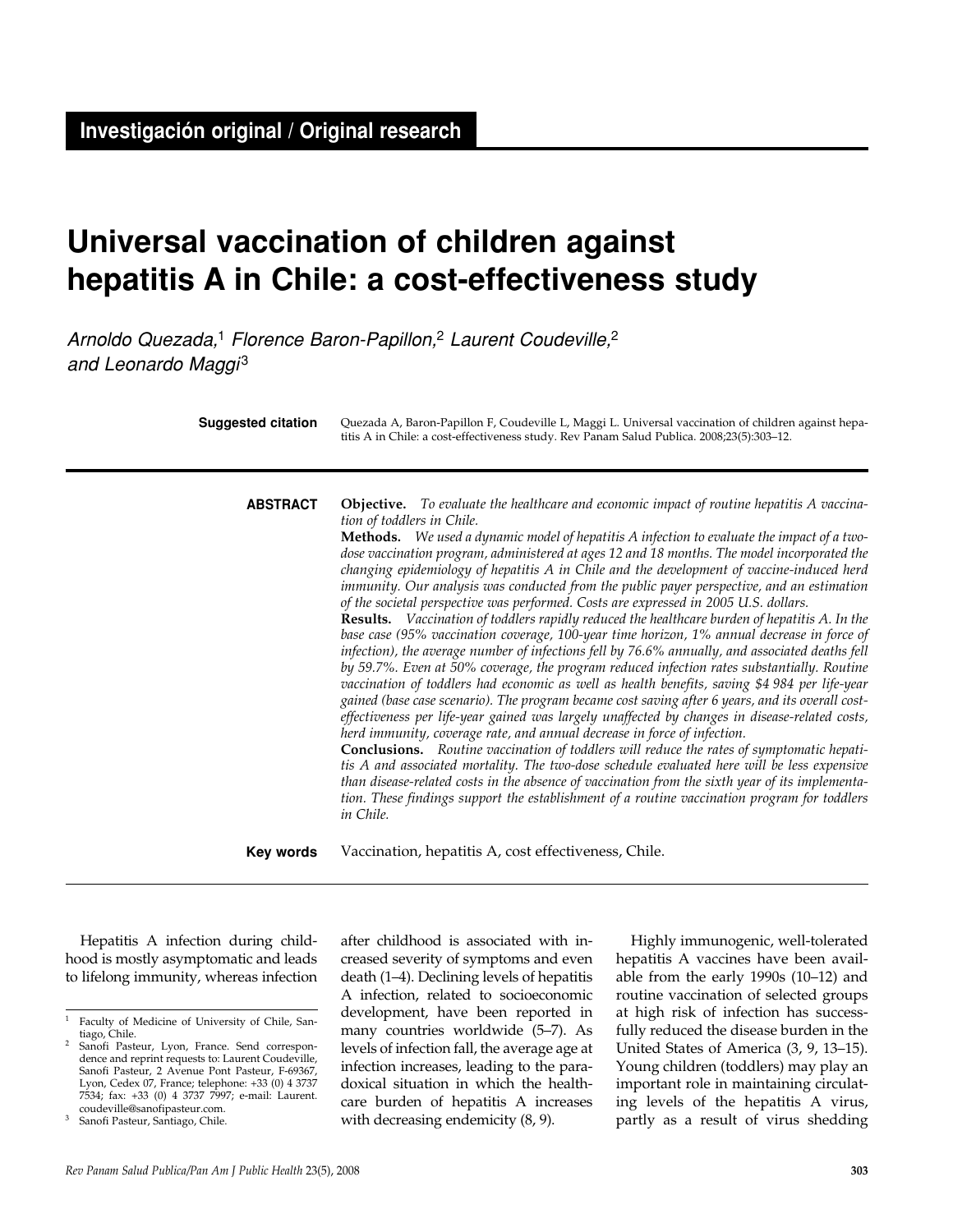**Investigación original / Original research**

# Universal vaccination of children against hepatitis A in Chile: a cost-effectiveness study

*Arnoldo Quezada,*[1] *Florence Baron-Papillon,*[2] *Laurent Coudeville,*[2] *and Leonardo Maggi*[3]

**Suggested citation** Quezada A, Baron-Papillon F, Coudeville L, Maggi L. Universal vaccination of children against hepatitis A in Chile: a cost-effectiveness study. Rev Panam Salud Publica. 2008;23(5):303–12.

**ABSTRACT**

**Objective.** *To evaluate the healthcare and economic impact of routine hepatitis A vaccination of toddlers in Chile.*

**Methods.** *We used a dynamic model of hepatitis A infection to evaluate the impact of a two-dose vaccination program, administered at ages 12 and 18 months. The model incorporated the changing epidemiology of hepatitis A in Chile and the development of vaccine-induced herd immunity. Our analysis was conducted from the public payer perspective, and an estimation of the societal perspective was performed. Costs are expressed in 2005 U.S. dollars.*

**Results.** *Vaccination of toddlers rapidly reduced the healthcare burden of hepatitis A. In the base case (95% vaccination coverage, 100-year time horizon, 1% annual decrease in force of infection), the average number of infections fell by 76.6% annually, and associated deaths fell by 59.7%. Even at 50% coverage, the program reduced infection rates substantially. Routine vaccination of toddlers had economic as well as health benefits, saving $4 984 per life-year gained (base case scenario). The program became cost saving after 6 years, and its overall cost-effectiveness per life-year gained was largely unaffected by changes in disease-related costs, herd immunity, coverage rate, and annual decrease in force of infection.*

**Conclusions.** *Routine vaccination of toddlers will reduce the rates of symptomatic hepatitis A and associated mortality. The two-dose schedule evaluated here will be less expensive than disease-related costs in the absence of vaccination from the sixth year of its implementation. These findings support the establishment of a routine vaccination program for toddlers in Chile.*

**Key words** Vaccination, hepatitis A, cost effectiveness, Chile.

---

Hepatitis A infection during childhood is mostly asymptomatic and leads to lifelong immunity, whereas infection after childhood is associated with increased severity of symptoms and even death (1–4). Declining levels of hepatitis A infection, related to socioeconomic development, have been reported in many countries worldwide (5–7). As levels of infection fall, the average age at infection increases, leading to the paradoxical situation in which the healthcare burden of hepatitis A increases with decreasing endemicity (8, 9).

Highly immunogenic, well-tolerated hepatitis A vaccines have been available from the early 1990s (10–12) and routine vaccination of selected groups at high risk of infection has successfully reduced the disease burden in the United States of America (3, 9, 13–15). Young children (toddlers) may play an important role in maintaining circulating levels of the hepatitis A virus, partly as a result of virus shedding

---

[1] Faculty of Medicine of University of Chile, Santiago, Chile.

[2] Sanofi Pasteur, Lyon, France. Send correspondence and reprint requests to: Laurent Coudeville, Sanofi Pasteur, 2 Avenue Pont Pasteur, F-69367, Lyon, Cedex 07, France; telephone: +33 (0) 4 3737 7534; fax: +33 (0) 4 3737 7997; e-mail: Laurent.coudeville@sanofipasteur.com.

[3] Sanofi Pasteur, Santiago, Chile.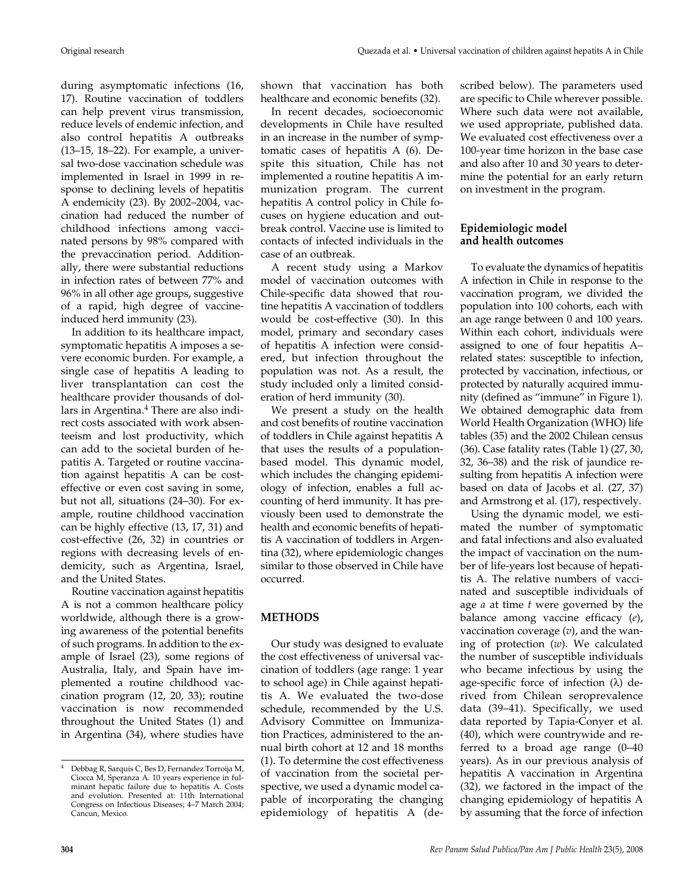during asymptomatic infections (16, 17). Routine vaccination of toddlers can help prevent virus transmission, reduce levels of endemic infection, and also control hepatitis A outbreaks (13–15, 18–22). For example, a universal two-dose vaccination schedule was implemented in Israel in 1999 in response to declining levels of hepatitis A endemicity (23). By 2002–2004, vaccination had reduced the number of childhood infections among vaccinated persons by 98% compared with the prevaccination period. Additionally, there were substantial reductions in infection rates of between 77% and 96% in all other age groups, suggestive of a rapid, high degree of vaccine-induced herd immunity (23).

In addition to its healthcare impact, symptomatic hepatitis A imposes a severe economic burden. For example, a single case of hepatitis A leading to liver transplantation can cost the healthcare provider thousands of dollars in Argentina.[4] There are also indirect costs associated with work absenteeism and lost productivity, which can add to the societal burden of hepatitis A. Targeted or routine vaccination against hepatitis A can be cost-effective or even cost saving in some, but not all, situations (24–30). For example, routine childhood vaccination can be highly effective (13, 17, 31) and cost-effective (26, 32) in countries or regions with decreasing levels of endemicity, such as Argentina, Israel, and the United States.

Routine vaccination against hepatitis A is not a common healthcare policy worldwide, although there is a growing awareness of the potential benefits of such programs. In addition to the example of Israel (23), some regions of Australia, Italy, and Spain have implemented a routine childhood vaccination program (12, 20, 33); routine vaccination is now recommended throughout the United States (1) and in Argentina (34), where studies have shown that vaccination has both healthcare and economic benefits (32).

In recent decades, socioeconomic developments in Chile have resulted in an increase in the number of symptomatic cases of hepatitis A (6). Despite this situation, Chile has not implemented a routine hepatitis A immunization program. The current hepatitis A control policy in Chile focuses on hygiene education and outbreak control. Vaccine use is limited to contacts of infected individuals in the case of an outbreak.

A recent study using a Markov model of vaccination outcomes with Chile-specific data showed that routine hepatitis A vaccination of toddlers would be cost-effective (30). In this model, primary and secondary cases of hepatitis A infection were considered, but infection throughout the population was not. As a result, the study included only a limited consideration of herd immunity (30).

We present a study on the health and cost benefits of routine vaccination of toddlers in Chile against hepatitis A that uses the results of a population-based model. This dynamic model, which includes the changing epidemiology of infection, enables a full accounting of herd immunity. It has previously been used to demonstrate the health and economic benefits of hepatitis A vaccination of toddlers in Argentina (32), where epidemiologic changes similar to those observed in Chile have occurred.

## METHODS

Our study was designed to evaluate the cost effectiveness of universal vaccination of toddlers (age range: 1 year to school age) in Chile against hepatitis A. We evaluated the two-dose schedule, recommended by the U.S. Advisory Committee on Immunization Practices, administered to the annual birth cohort at 12 and 18 months (1). To determine the cost effectiveness of vaccination from the societal perspective, we used a dynamic model capable of incorporating the changing epidemiology of hepatitis A (described below). The parameters used are specific to Chile wherever possible. Where such data were not available, we used appropriate, published data. We evaluated cost effectiveness over a 100-year time horizon in the base case and also after 10 and 30 years to determine the potential for an early return on investment in the program.

### Epidemiologic model and health outcomes

To evaluate the dynamics of hepatitis A infection in Chile in response to the vaccination program, we divided the population into 100 cohorts, each with an age range between 0 and 100 years. Within each cohort, individuals were assigned to one of four hepatitis A–related states: susceptible to infection, protected by vaccination, infectious, or protected by naturally acquired immunity (defined as "immune" in Figure 1). We obtained demographic data from World Health Organization (WHO) life tables (35) and the 2002 Chilean census (36). Case fatality rates (Table 1) (27, 30, 32, 36–38) and the risk of jaundice resulting from hepatitis A infection were based on data of Jacobs et al. (27, 37) and Armstrong et al. (17), respectively.

Using the dynamic model, we estimated the number of symptomatic and fatal infections and also evaluated the impact of vaccination on the number of life-years lost because of hepatitis A. The relative numbers of vaccinated and susceptible individuals of age $a$ at time $t$ were governed by the balance among vaccine efficacy ($e$), vaccination coverage ($v$), and the waning of protection ($w$). We calculated the number of susceptible individuals who became infectious by using the age-specific force of infection ($\lambda$) derived from Chilean seroprevalence data (39–41). Specifically, we used data reported by Tapia-Conyer et al. (40), which were countrywide and referred to a broad age range (0–40 years). As in our previous analysis of hepatitis A vaccination in Argentina (32), we factored in the impact of the changing epidemiology of hepatitis A by assuming that the force of infection

---

[4] Debbag R, Sarquis C, Bes D, Fernandez Torroija M, Ciocca M, Speranza A. 10 years experience in fulminant hepatic failure due to hepatitis A. Costs and evolution. Presented at: 11th International Congress on Infectious Diseases; 4–7 March 2004; Cancun, Mexico.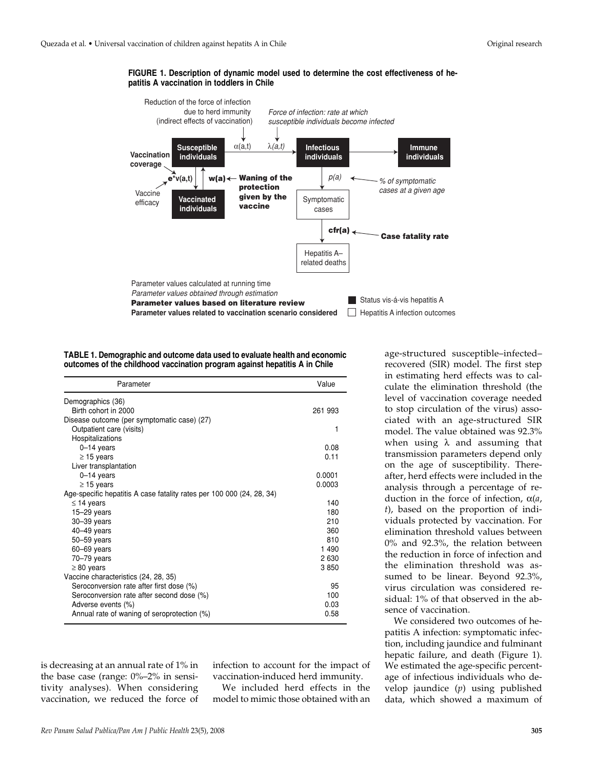**FIGURE 1. Description of dynamic model used to determine the cost effectiveness of hepatitis A vaccination in toddlers in Chile**

Reduction of the force of infection due to herd immunity (indirect effects of vaccination)

*Force of infection: rate at which susceptible individuals become infected*

**Susceptible individuals** — $\alpha(a,t)$ — $\lambda(a,t)$ → **Infectious individuals** → **Immune individuals**

**Vaccination coverage** — **e\*v(a,t)** — Vaccine efficacy

**Vaccinated individuals** — **w(a)** ← **Waning of the protection given by the vaccine**

Infectious individuals — *p(a)* ← *% of symptomatic cases at a given age* → Symptomatic cases — **cfr(a)** ← **Case fatality rate** → Hepatitis A–related deaths

Parameter values calculated at running time

*Parameter values obtained through estimation*

**Parameter values based on literature review**

**Parameter values related to vaccination scenario considered**

■ Status vis-á-vis hepatitis A

□ Hepatitis A infection outcomes

**TABLE 1. Demographic and outcome data used to evaluate health and economic outcomes of the childhood vaccination program against hepatitis A in Chile**

| Parameter | Value |
|---|---|
| Demographics (36) | |
| Birth cohort in 2000 | 261 993 |
| Disease outcome (per symptomatic case) (27) | |
| Outpatient care (visits) | 1 |
| Hospitalizations | |
| 0–14 years | 0.08 |
| ≥ 15 years | 0.11 |
| Liver transplantation | |
| 0–14 years | 0.0001 |
| ≥ 15 years | 0.0003 |
| Age-specific hepatitis A case fatality rates per 100 000 (24, 28, 34) | |
| ≤ 14 years | 140 |
| 15–29 years | 180 |
| 30–39 years | 210 |
| 40–49 years | 360 |
| 50–59 years | 810 |
| 60–69 years | 1 490 |
| 70–79 years | 2 630 |
| ≥ 80 years | 3 850 |
| Vaccine characteristics (24, 28, 35) | |
| Seroconversion rate after first dose (%) | 95 |
| Seroconversion rate after second dose (%) | 100 |
| Adverse events (%) | 0.03 |
| Annual rate of waning of seroprotection (%) | 0.58 |

is decreasing at an annual rate of 1% in the base case (range: 0%–2% in sensitivity analyses). When considering vaccination, we reduced the force of infection to account for the impact of vaccination-induced herd immunity.

We included herd effects in the model to mimic those obtained with an age-structured susceptible–infected–recovered (SIR) model. The first step in estimating herd effects was to calculate the elimination threshold (the level of vaccination coverage needed to stop circulation of the virus) associated with an age-structured SIR model. The value obtained was 92.3% when using $\lambda$ and assuming that transmission parameters depend only on the age of susceptibility. Thereafter, herd effects were included in the analysis through a percentage of reduction in the force of infection, $\alpha(a, t)$, based on the proportion of individuals protected by vaccination. For elimination threshold values between 0% and 92.3%, the relation between the reduction in force of infection and the elimination threshold was assumed to be linear. Beyond 92.3%, virus circulation was considered residual: 1% of that observed in the absence of vaccination.

We considered two outcomes of hepatitis A infection: symptomatic infection, including jaundice and fulminant hepatic failure, and death (Figure 1). We estimated the age-specific percentage of infectious individuals who develop jaundice ($p$) using published data, which showed a maximum of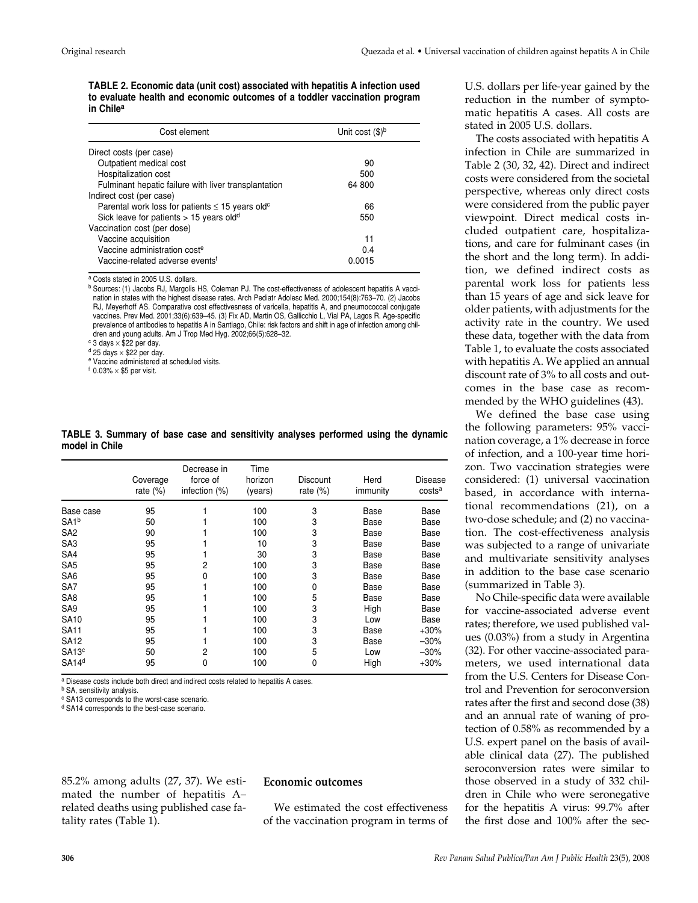**TABLE 2. Economic data (unit cost) associated with hepatitis A infection used to evaluate health and economic outcomes of a toddler vaccination program in Chile[a]**

| Cost element | Unit cost ($)[b] |
|---|---|
| Direct costs (per case) | |
| Outpatient medical cost | 90 |
| Hospitalization cost | 500 |
| Fulminant hepatic failure with liver transplantation | 64 800 |
| Indirect cost (per case) | |
| Parental work loss for patients ≤ 15 years old[c] | 66 |
| Sick leave for patients > 15 years old[d] | 550 |
| Vaccination cost (per dose) | |
| Vaccine acquisition | 11 |
| Vaccine administration cost[e] | 0.4 |
| Vaccine-related adverse events[f] | 0.0015 |

[a] Costs stated in 2005 U.S. dollars.
[b] Sources: (1) Jacobs RJ, Margolis HS, Coleman PJ. The cost-effectiveness of adolescent hepatitis A vaccination in states with the highest disease rates. Arch Pediatr Adolesc Med. 2000;154(8):763–70. (2) Jacobs RJ, Meyerhoff AS. Comparative cost effectivesness of varicella, hepatitis A, and pneumococcal conjugate vaccines. Prev Med. 2001;33(6):639–45. (3) Fix AD, Martin OS, Gallicchio L, Vial PA, Lagos R. Age-specific prevalence of antibodies to hepatitis A in Santiago, Chile: risk factors and shift in age of infection among children and young adults. Am J Trop Med Hyg. 2002;66(5):628–32.
[c] 3 days × $22 per day.
[d] 25 days × $22 per day.
[e] Vaccine administered at scheduled visits.
[f] 0.03% × $5 per visit.

**TABLE 3. Summary of base case and sensitivity analyses performed using the dynamic model in Chile**

| | Coverage rate (%) | Decrease in force of infection (%) | Time horizon (years) | Discount rate (%) | Herd immunity | Disease costs[a] |
|---|---|---|---|---|---|---|
| Base case | 95 | 1 | 100 | 3 | Base | Base |
| SA1[b] | 50 | 1 | 100 | 3 | Base | Base |
| SA2 | 90 | 1 | 100 | 3 | Base | Base |
| SA3 | 95 | 1 | 10 | 3 | Base | Base |
| SA4 | 95 | 1 | 30 | 3 | Base | Base |
| SA5 | 95 | 2 | 100 | 3 | Base | Base |
| SA6 | 95 | 0 | 100 | 3 | Base | Base |
| SA7 | 95 | 1 | 100 | 0 | Base | Base |
| SA8 | 95 | 1 | 100 | 5 | Base | Base |
| SA9 | 95 | 1 | 100 | 3 | High | Base |
| SA10 | 95 | 1 | 100 | 3 | Low | Base |
| SA11 | 95 | 1 | 100 | 3 | Base | +30% |
| SA12 | 95 | 1 | 100 | 3 | Base | –30% |
| SA13[c] | 50 | 2 | 100 | 5 | Low | –30% |
| SA14[d] | 95 | 0 | 100 | 0 | High | +30% |

[a] Disease costs include both direct and indirect costs related to hepatitis A cases.
[b] SA, sensitivity analysis.
[c] SA13 corresponds to the worst-case scenario.
[d] SA14 corresponds to the best-case scenario.

85.2% among adults (27, 37). We estimated the number of hepatitis A–related deaths using published case fatality rates (Table 1).

## Economic outcomes

We estimated the cost effectiveness of the vaccination program in terms of U.S. dollars per life-year gained by the reduction in the number of symptomatic hepatitis A cases. All costs are stated in 2005 U.S. dollars.

The costs associated with hepatitis A infection in Chile are summarized in Table 2 (30, 32, 42). Direct and indirect costs were considered from the societal perspective, whereas only direct costs were considered from the public payer viewpoint. Direct medical costs included outpatient care, hospitalizations, and care for fulminant cases (in the short and the long term). In addition, we defined indirect costs as parental work loss for patients less than 15 years of age and sick leave for older patients, with adjustments for the activity rate in the country. We used these data, together with the data from Table 1, to evaluate the costs associated with hepatitis A. We applied an annual discount rate of 3% to all costs and outcomes in the base case as recommended by the WHO guidelines (43).

We defined the base case using the following parameters: 95% vaccination coverage, a 1% decrease in force of infection, and a 100-year time horizon. Two vaccination strategies were considered: (1) universal vaccination based, in accordance with international recommendations (21), on a two-dose schedule; and (2) no vaccination. The cost-effectiveness analysis was subjected to a range of univariate and multivariate sensitivity analyses in addition to the base case scenario (summarized in Table 3).

No Chile-specific data were available for vaccine-associated adverse event rates; therefore, we used published values (0.03%) from a study in Argentina (32). For other vaccine-associated parameters, we used international data from the U.S. Centers for Disease Control and Prevention for seroconversion rates after the first and second dose (38) and an annual rate of waning of protection of 0.58% as recommended by a U.S. expert panel on the basis of available clinical data (27). The published seroconversion rates were similar to those observed in a study of 332 children in Chile who were seronegative for the hepatitis A virus: 99.7% after the first dose and 100% after the sec-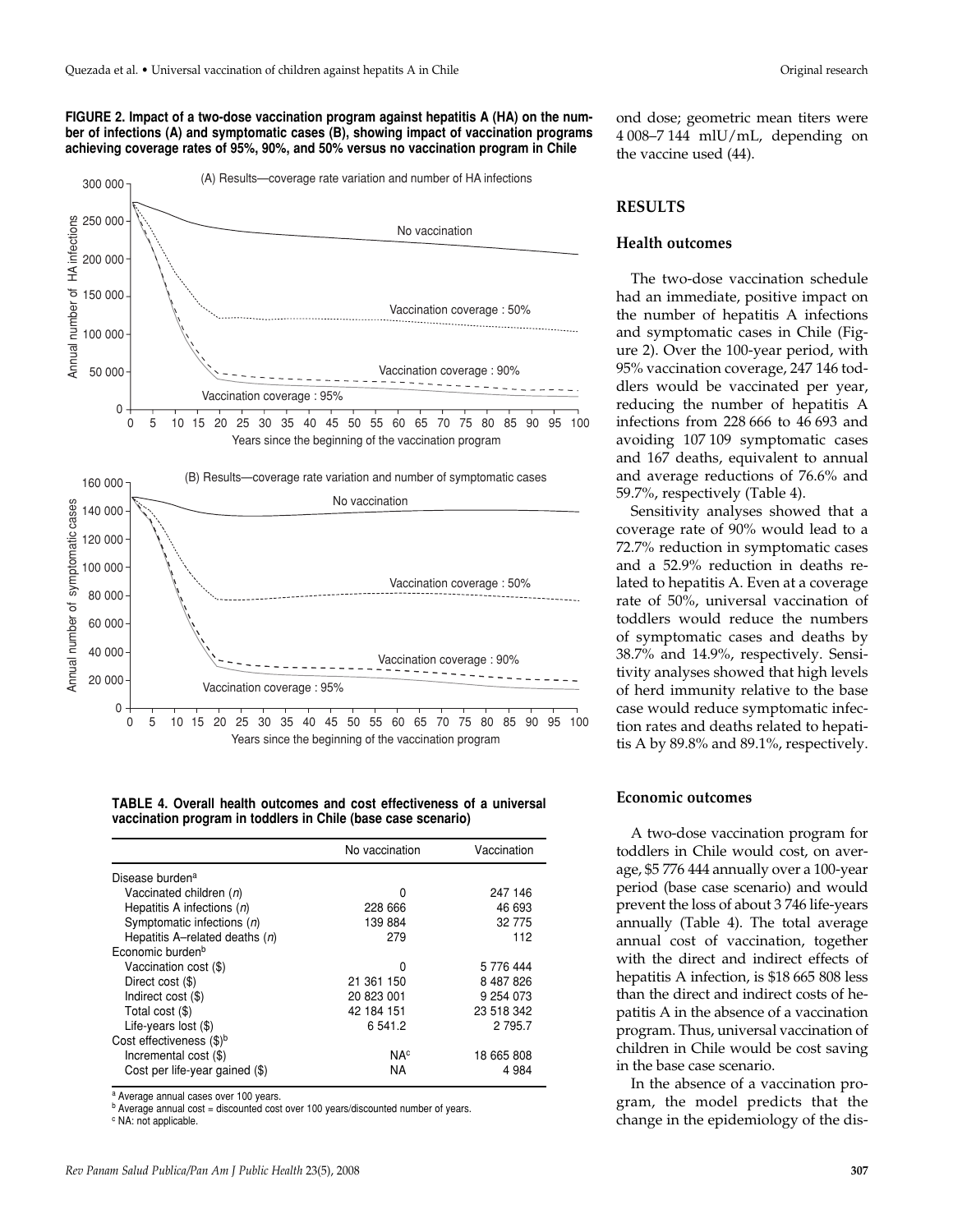**FIGURE 2. Impact of a two-dose vaccination program against hepatitis A (HA) on the number of infections (A) and symptomatic cases (B), showing impact of vaccination programs achieving coverage rates of 95%, 90%, and 50% versus no vaccination program in Chile**

ond dose; geometric mean titers were 4 008–7 144 mIU/mL, depending on the vaccine used (44).

## RESULTS

### Health outcomes

The two-dose vaccination schedule had an immediate, positive impact on the number of hepatitis A infections and symptomatic cases in Chile (Figure 2). Over the 100-year period, with 95% vaccination coverage, 247 146 toddlers would be vaccinated per year, reducing the number of hepatitis A infections from 228 666 to 46 693 and avoiding 107 109 symptomatic cases and 167 deaths, equivalent to annual and average reductions of 76.6% and 59.7%, respectively (Table 4).

Sensitivity analyses showed that a coverage rate of 90% would lead to a 72.7% reduction in symptomatic cases and a 52.9% reduction in deaths related to hepatitis A. Even at a coverage rate of 50%, universal vaccination of toddlers would reduce the numbers of symptomatic cases and deaths by 38.7% and 14.9%, respectively. Sensitivity analyses showed that high levels of herd immunity relative to the base case would reduce symptomatic infection rates and deaths related to hepatitis A by 89.8% and 89.1%, respectively.

**TABLE 4. Overall health outcomes and cost effectiveness of a universal vaccination program in toddlers in Chile (base case scenario)**

| | No vaccination | Vaccination |
|---|---|---|
| Disease burden[a] | | |
| Vaccinated children (*n*) | 0 | 247 146 |
| Hepatitis A infections (*n*) | 228 666 | 46 693 |
| Symptomatic infections (*n*) | 139 884 | 32 775 |
| Hepatitis A–related deaths (*n*) | 279 | 112 |
| Economic burden[b] | | |
| Vaccination cost ($) | 0 | 5 776 444 |
| Direct cost ($) | 21 361 150 | 8 487 826 |
| Indirect cost ($) | 20 823 001 | 9 254 073 |
| Total cost ($) | 42 184 151 | 23 518 342 |
| Life-years lost ($) | 6 541.2 | 2 795.7 |
| Cost effectiveness ($)[b] | | |
| Incremental cost ($) | NA[c] | 18 665 808 |
| Cost per life-year gained ($) | NA | 4 984 |

[a] Average annual cases over 100 years.
[b] Average annual cost = discounted cost over 100 years/discounted number of years.
[c] NA: not applicable.

### Economic outcomes

A two-dose vaccination program for toddlers in Chile would cost, on average, $5 776 444 annually over a 100-year period (base case scenario) and would prevent the loss of about 3 746 life-years annually (Table 4). The total average annual cost of vaccination, together with the direct and indirect effects of hepatitis A infection, is $18 665 808 less than the direct and indirect costs of hepatitis A in the absence of a vaccination program. Thus, universal vaccination of children in Chile would be cost saving in the base case scenario.

In the absence of a vaccination program, the model predicts that the change in the epidemiology of the dis-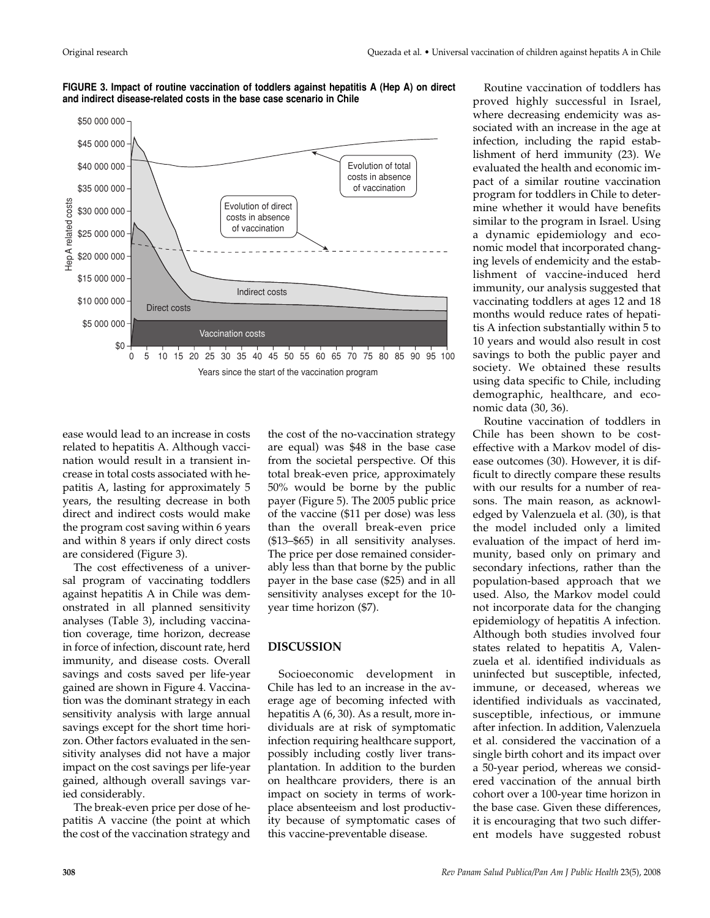**FIGURE 3. Impact of routine vaccination of toddlers against hepatitis A (Hep A) on direct and indirect disease-related costs in the base case scenario in Chile**

ease would lead to an increase in costs related to hepatitis A. Although vaccination would result in a transient increase in total costs associated with hepatitis A, lasting for approximately 5 years, the resulting decrease in both direct and indirect costs would make the program cost saving within 6 years and within 8 years if only direct costs are considered (Figure 3).

The cost effectiveness of a universal program of vaccinating toddlers against hepatitis A in Chile was demonstrated in all planned sensitivity analyses (Table 3), including vaccination coverage, time horizon, decrease in force of infection, discount rate, herd immunity, and disease costs. Overall savings and costs saved per life-year gained are shown in Figure 4. Vaccination was the dominant strategy in each sensitivity analysis with large annual savings except for the short time horizon. Other factors evaluated in the sensitivity analyses did not have a major impact on the cost savings per life-year gained, although overall savings varied considerably.

The break-even price per dose of hepatitis A vaccine (the point at which the cost of the vaccination strategy and the cost of the no-vaccination strategy are equal) was $48 in the base case from the societal perspective. Of this total break-even price, approximately 50% would be borne by the public payer (Figure 5). The 2005 public price of the vaccine ($11 per dose) was less than the overall break-even price ($13–$65) in all sensitivity analyses. The price per dose remained considerably less than that borne by the public payer in the base case ($25) and in all sensitivity analyses except for the 10-year time horizon ($7).

## DISCUSSION

Socioeconomic development in Chile has led to an increase in the average age of becoming infected with hepatitis A (6, 30). As a result, more individuals are at risk of symptomatic infection requiring healthcare support, possibly including costly liver transplantation. In addition to the burden on healthcare providers, there is an impact on society in terms of workplace absenteeism and lost productivity because of symptomatic cases of this vaccine-preventable disease.

Routine vaccination of toddlers has proved highly successful in Israel, where decreasing endemicity was associated with an increase in the age at infection, including the rapid establishment of herd immunity (23). We evaluated the health and economic impact of a similar routine vaccination program for toddlers in Chile to determine whether it would have benefits similar to the program in Israel. Using a dynamic epidemiology and economic model that incorporated changing levels of endemicity and the establishment of vaccine-induced herd immunity, our analysis suggested that vaccinating toddlers at ages 12 and 18 months would reduce rates of hepatitis A infection substantially within 5 to 10 years and would also result in cost savings to both the public payer and society. We obtained these results using data specific to Chile, including demographic, healthcare, and economic data (30, 36).

Routine vaccination of toddlers in Chile has been shown to be cost-effective with a Markov model of disease outcomes (30). However, it is difficult to directly compare these results with our results for a number of reasons. The main reason, as acknowledged by Valenzuela et al. (30), is that the model included only a limited evaluation of the impact of herd immunity, based only on primary and secondary infections, rather than the population-based approach that we used. Also, the Markov model could not incorporate data for the changing epidemiology of hepatitis A infection. Although both studies involved four states related to hepatitis A, Valenzuela et al. identified individuals as uninfected but susceptible, infected, immune, or deceased, whereas we identified individuals as vaccinated, susceptible, infectious, or immune after infection. In addition, Valenzuela et al. considered the vaccination of a single birth cohort and its impact over a 50-year period, whereas we considered vaccination of the annual birth cohort over a 100-year time horizon in the base case. Given these differences, it is encouraging that two such different models have suggested robust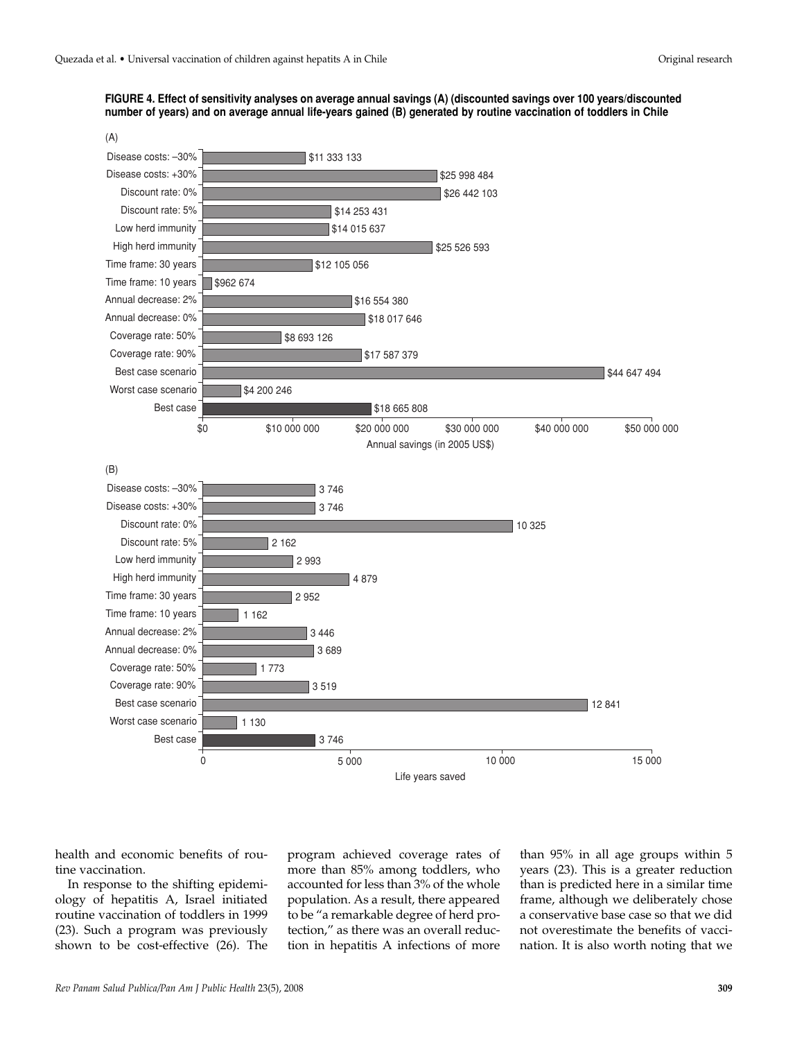**FIGURE 4. Effect of sensitivity analyses on average annual savings (A) (discounted savings over 100 years/discounted number of years) and on average annual life-years gained (B) generated by routine vaccination of toddlers in Chile**

(A)

| Scenario | Annual savings (in 2005 US$) |
|---|---|
| Disease costs: –30% | $11 333 133 |
| Disease costs: +30% | $25 998 484 |
| Discount rate: 0% | $26 442 103 |
| Discount rate: 5% | $14 253 431 |
| Low herd immunity | $14 015 637 |
| High herd immunity | $25 526 593 |
| Time frame: 30 years | $12 105 056 |
| Time frame: 10 years | $962 674 |
| Annual decrease: 2% | $16 554 380 |
| Annual decrease: 0% | $18 017 646 |
| Coverage rate: 50% | $8 693 126 |
| Coverage rate: 90% | $17 587 379 |
| Best case scenario | $44 647 494 |
| Worst case scenario | $4 200 246 |
| Best case | $18 665 808 |

(B)

| Scenario | Life years saved |
|---|---|
| Disease costs: –30% | 3 746 |
| Disease costs: +30% | 3 746 |
| Discount rate: 0% | 10 325 |
| Discount rate: 5% | 2 162 |
| Low herd immunity | 2 993 |
| High herd immunity | 4 879 |
| Time frame: 30 years | 2 952 |
| Time frame: 10 years | 1 162 |
| Annual decrease: 2% | 3 446 |
| Annual decrease: 0% | 3 689 |
| Coverage rate: 50% | 1 773 |
| Coverage rate: 90% | 3 519 |
| Best case scenario | 12 841 |
| Worst case scenario | 1 130 |
| Best case | 3 746 |

health and economic benefits of routine vaccination.

In response to the shifting epidemiology of hepatitis A, Israel initiated routine vaccination of toddlers in 1999 (23). Such a program was previously shown to be cost-effective (26). The program achieved coverage rates of more than 85% among toddlers, who accounted for less than 3% of the whole population. As a result, there appeared to be "a remarkable degree of herd protection," as there was an overall reduction in hepatitis A infections of more than 95% in all age groups within 5 years (23). This is a greater reduction than is predicted here in a similar time frame, although we deliberately chose a conservative base case so that we did not overestimate the benefits of vaccination. It is also worth noting that we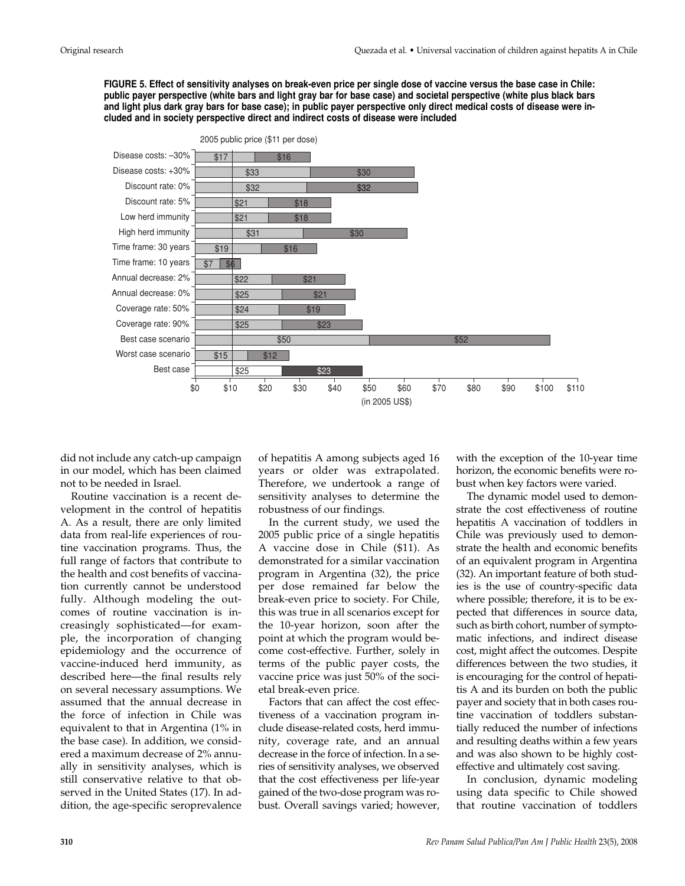**FIGURE 5. Effect of sensitivity analyses on break-even price per single dose of vaccine versus the base case in Chile: public payer perspective (white bars and light gray bar for base case) and societal perspective (white plus black bars and light plus dark gray bars for base case); in public payer perspective only direct medical costs of disease were included and in society perspective direct and indirect costs of disease were included**

2005 public price ($11 per dose)

| Scenario | Public payer | Societal (additional) |
|---|---|---|
| Disease costs: –30% | $17 | $16 |
| Disease costs: +30% | $33 | $30 |
| Discount rate: 0% | $32 | $32 |
| Discount rate: 5% | $21 | $18 |
| Low herd immunity | $21 | $18 |
| High herd immunity | $31 | $30 |
| Time frame: 30 years | $19 | $16 |
| Time frame: 10 years | $7 | $6 |
| Annual decrease: 2% | $22 | $21 |
| Annual decrease: 0% | $25 | $21 |
| Coverage rate: 50% | $24 | $19 |
| Coverage rate: 90% | $25 | $23 |
| Best case scenario | $50 | $52 |
| Worst case scenario | $15 | $12 |
| Best case | $25 | $23 |

(in 2005 US$)

did not include any catch-up campaign in our model, which has been claimed not to be needed in Israel.

Routine vaccination is a recent development in the control of hepatitis A. As a result, there are only limited data from real-life experiences of routine vaccination programs. Thus, the full range of factors that contribute to the health and cost benefits of vaccination currently cannot be understood fully. Although modeling the outcomes of routine vaccination is increasingly sophisticated—for example, the incorporation of changing epidemiology and the occurrence of vaccine-induced herd immunity, as described here—the final results rely on several necessary assumptions. We assumed that the annual decrease in the force of infection in Chile was equivalent to that in Argentina (1% in the base case). In addition, we considered a maximum decrease of 2% annually in sensitivity analyses, which is still conservative relative to that observed in the United States (17). In addition, the age-specific seroprevalence of hepatitis A among subjects aged 16 years or older was extrapolated. Therefore, we undertook a range of sensitivity analyses to determine the robustness of our findings.

In the current study, we used the 2005 public price of a single hepatitis A vaccine dose in Chile ($11). As demonstrated for a similar vaccination program in Argentina (32), the price per dose remained far below the break-even price to society. For Chile, this was true in all scenarios except for the 10-year horizon, soon after the point at which the program would become cost-effective. Further, solely in terms of the public payer costs, the vaccine price was just 50% of the societal break-even price.

Factors that can affect the cost effectiveness of a vaccination program include disease-related costs, herd immunity, coverage rate, and an annual decrease in the force of infection. In a series of sensitivity analyses, we observed that the cost effectiveness per life-year gained of the two-dose program was robust. Overall savings varied; however, with the exception of the 10-year time horizon, the economic benefits were robust when key factors were varied.

The dynamic model used to demonstrate the cost effectiveness of routine hepatitis A vaccination of toddlers in Chile was previously used to demonstrate the health and economic benefits of an equivalent program in Argentina (32). An important feature of both studies is the use of country-specific data where possible; therefore, it is to be expected that differences in source data, such as birth cohort, number of symptomatic infections, and indirect disease cost, might affect the outcomes. Despite differences between the two studies, it is encouraging for the control of hepatitis A and its burden on both the public payer and society that in both cases routine vaccination of toddlers substantially reduced the number of infections and resulting deaths within a few years and was also shown to be highly cost-effective and ultimately cost saving.

In conclusion, dynamic modeling using data specific to Chile showed that routine vaccination of toddlers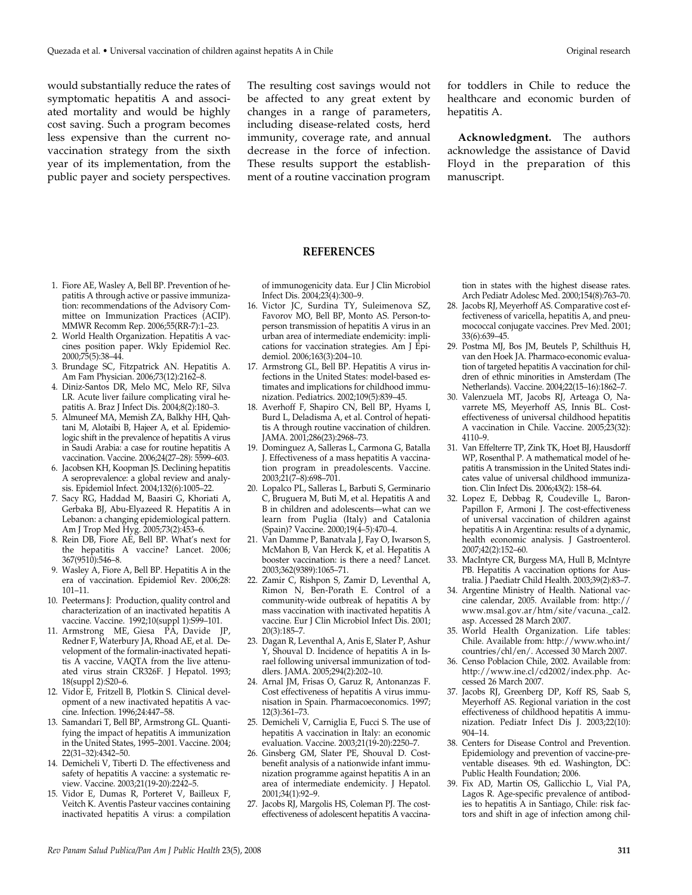would substantially reduce the rates of symptomatic hepatitis A and associated mortality and would be highly cost saving. Such a program becomes less expensive than the current no-vaccination strategy from the sixth year of its implementation, from the public payer and society perspectives. The resulting cost savings would not be affected to any great extent by changes in a range of parameters, including disease-related costs, herd immunity, coverage rate, and annual decrease in the force of infection. These results support the establishment of a routine vaccination program for toddlers in Chile to reduce the healthcare and economic burden of hepatitis A.

**Acknowledgment.** The authors acknowledge the assistance of David Floyd in the preparation of this manuscript.

## REFERENCES

1. Fiore AE, Wasley A, Bell BP. Prevention of hepatitis A through active or passive immunization: recommendations of the Advisory Committee on Immunization Practices (ACIP). MMWR Recomm Rep. 2006;55(RR-7):1–23.
2. World Health Organization. Hepatitis A vaccines position paper. Wkly Epidemiol Rec. 2000;75(5):38–44.
3. Brundage SC, Fitzpatrick AN. Hepatitis A. Am Fam Physician. 2006;73(12):2162–8.
4. Diniz-Santos DR, Melo MC, Melo RF, Silva LR. Acute liver failure complicating viral hepatitis A. Braz J Infect Dis. 2004;8(2):180–3.
5. Almuneef MA, Memish ZA, Balkhy HH, Qahtani M, Alotaibi B, Hajeer A, et al. Epidemiologic shift in the prevalence of hepatitis A virus in Saudi Arabia: a case for routine hepatitis A vaccination. Vaccine. 2006;24(27–28): 5599–603.
6. Jacobsen KH, Koopman JS. Declining hepatitis A seroprevalence: a global review and analysis. Epidemiol Infect. 2004;132(6):1005–22.
7. Sacy RG, Haddad M, Baasiri G, Khoriati A, Gerbaka BJ, Abu-Elyazeed R. Hepatitis A in Lebanon: a changing epidemiological pattern. Am J Trop Med Hyg. 2005;73(2):453–6.
8. Rein DB, Fiore AE, Bell BP. What's next for the hepatitis A vaccine? Lancet. 2006; 367(9510):546–8.
9. Wasley A, Fiore A, Bell BP. Hepatitis A in the era of vaccination. Epidemiol Rev. 2006;28: 101–11.
10. Peetermans J: Production, quality control and characterization of an inactivated hepatitis A vaccine. Vaccine. 1992;10(suppl 1):S99–101.
11. Armstrong ME, Giesa PA, Davide JP, Redner F, Waterbury JA, Rhoad AE, et al. Development of the formalin-inactivated hepatitis A vaccine, VAQTA from the live attenuated virus strain CR326F. J Hepatol. 1993; 18(suppl 2):S20–6.
12. Vidor E, Fritzell B, Plotkin S. Clinical development of a new inactivated hepatitis A vaccine. Infection. 1996;24:447–58.
13. Samandari T, Bell BP, Armstrong GL. Quantifying the impact of hepatitis A immunization in the United States, 1995–2001. Vaccine. 2004; 22(31–32):4342–50.
14. Demicheli V, Tiberti D. The effectiveness and safety of hepatitis A vaccine: a systematic review. Vaccine. 2003;21(19-20):2242–5.
15. Vidor E, Dumas R, Porteret V, Bailleux F, Veitch K. Aventis Pasteur vaccines containing inactivated hepatitis A virus: a compilation of immunogenicity data. Eur J Clin Microbiol Infect Dis. 2004;23(4):300–9.
16. Victor JC, Surdina TY, Suleimenova SZ, Favorov MO, Bell BP, Monto AS. Person-to-person transmission of hepatitis A virus in an urban area of intermediate endemicity: implications for vaccination strategies. Am J Epidemiol. 2006;163(3):204–10.
17. Armstrong GL, Bell BP. Hepatitis A virus infections in the United States: model-based estimates and implications for childhood immunization. Pediatrics. 2002;109(5):839–45.
18. Averhoff F, Shapiro CN, Bell BP, Hyams I, Burd L, Deladisma A, et al. Control of hepatitis A through routine vaccination of children. JAMA. 2001;286(23):2968–73.
19. Dominguez A, Salleras L, Carmona G, Batalla J. Effectiveness of a mass hepatitis A vaccination program in preadolescents. Vaccine. 2003;21(7–8):698–701.
20. Lopalco PL, Salleras L, Barbuti S, Germinario C, Bruguera M, Buti M, et al. Hepatitis A and B in children and adolescents—what can we learn from Puglia (Italy) and Catalonia (Spain)? Vaccine. 2000;19(4–5):470–4.
21. Van Damme P, Banatvala J, Fay O, Iwarson S, McMahon B, Van Herck K, et al. Hepatitis A booster vaccination: is there a need? Lancet. 2003;362(9389):1065–71.
22. Zamir C, Rishpon S, Zamir D, Leventhal A, Rimon N, Ben-Porath E. Control of a community-wide outbreak of hepatitis A by mass vaccination with inactivated hepatitis A vaccine. Eur J Clin Microbiol Infect Dis. 2001; 20(3):185–7.
23. Dagan R, Leventhal A, Anis E, Slater P, Ashur Y, Shouval D. Incidence of hepatitis A in Israel following universal immunization of toddlers. JAMA. 2005;294(2):202–10.
24. Arnal JM, Frisas O, Garuz R, Antonanzas F. Cost effectiveness of hepatitis A virus immunisation in Spain. Pharmacoeconomics. 1997; 12(3):361–73.
25. Demicheli V, Carniglia E, Fucci S. The use of hepatitis A vaccination in Italy: an economic evaluation. Vaccine. 2003;21(19-20):2250–7.
26. Ginsberg GM, Slater PE, Shouval D. Cost-benefit analysis of a nationwide infant immunization programme against hepatitis A in an area of intermediate endemicity. J Hepatol. 2001;34(1):92–9.
27. Jacobs RJ, Margolis HS, Coleman PJ. The cost-effectiveness of adolescent hepatitis A vaccination in states with the highest disease rates. Arch Pediatr Adolesc Med. 2000;154(8):763–70.
28. Jacobs RJ, Meyerhoff AS. Comparative cost effectiveness of varicella, hepatitis A, and pneumococcal conjugate vaccines. Prev Med. 2001; 33(6):639–45.
29. Postma MJ, Bos JM, Beutels P, Schilthuis H, van den Hoek JA. Pharmaco-economic evaluation of targeted hepatitis A vaccination for children of ethnic minorities in Amsterdam (The Netherlands). Vaccine. 2004;22(15–16):1862–7.
30. Valenzuela MT, Jacobs RJ, Arteaga O, Navarrete MS, Meyerhoff AS, Innis BL. Cost-effectiveness of universal childhood hepatitis A vaccination in Chile. Vaccine. 2005;23(32): 4110–9.
31. Van Effelterre TP, Zink TK, Hoet BJ, Hausdorff WP, Rosenthal P. A mathematical model of hepatitis A transmission in the United States indicates value of universal childhood immunization. Clin Infect Dis. 2006;43(2): 158–64.
32. Lopez E, Debbag R, Coudeville L, Baron-Papillon F, Armoni J. The cost-effectiveness of universal vaccination of children against hepatitis A in Argentina: results of a dynamic, health economic analysis. J Gastroenterol. 2007;42(2):152–60.
33. MacIntyre CR, Burgess MA, Hull B, McIntyre PB. Hepatitis A vaccination options for Australia. J Paediatr Child Health. 2003;39(2):83–7.
34. Argentine Ministry of Health. National vaccine calendar, 2005. Available from: http://www.msal.gov.ar/htm/site/vacuna._cal2.asp. Accessed 28 March 2007.
35. World Health Organization. Life tables: Chile. Available from: http://www.who.int/countries/chl/en/. Accessed 30 March 2007.
36. Censo Poblacion Chile, 2002. Available from: http://www.ine.cl/cd2002/index.php. Accessed 26 March 2007.
37. Jacobs RJ, Greenberg DP, Koff RS, Saab S, Meyerhoff AS. Regional variation in the cost effectiveness of childhood hepatitis A immunization. Pediatr Infect Dis J. 2003;22(10): 904–14.
38. Centers for Disease Control and Prevention. Epidemiology and prevention of vaccine-preventable diseases. 9th ed. Washington, DC: Public Health Foundation; 2006.
39. Fix AD, Martin OS, Gallicchio L, Vial PA, Lagos R. Age-specific prevalence of antibodies to hepatitis A in Santiago, Chile: risk factors and shift in age of infection among chil-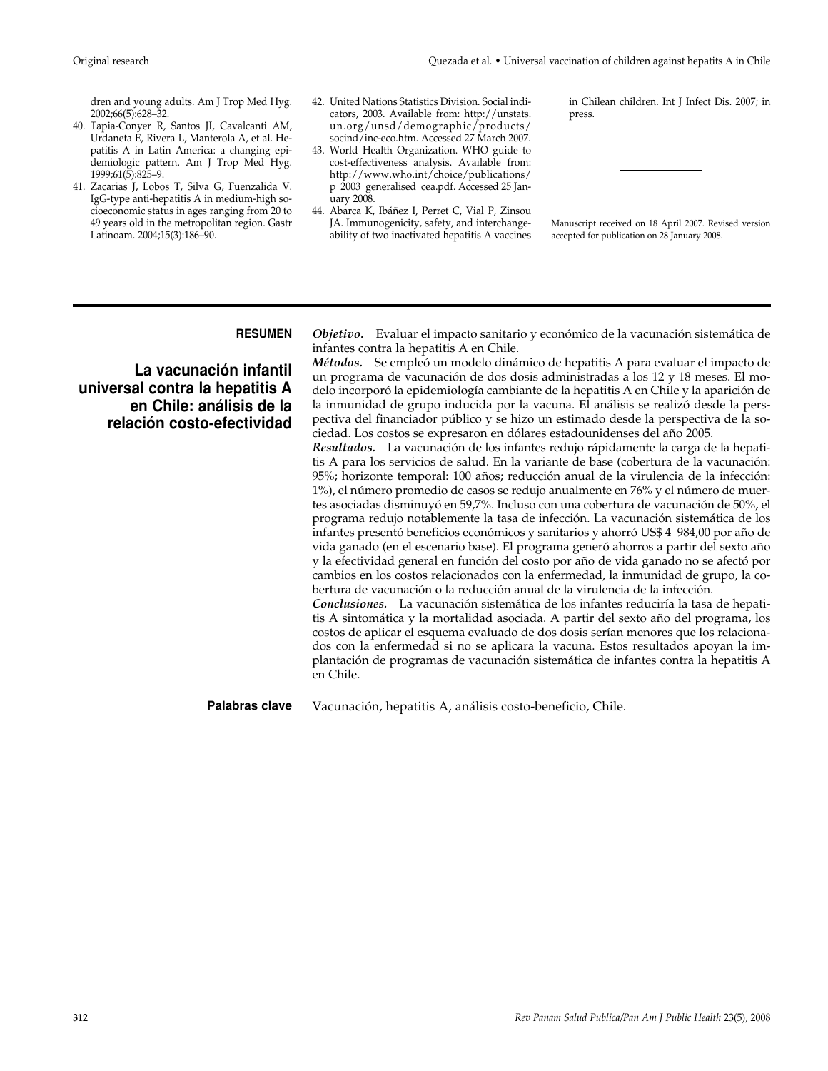dren and young adults. Am J Trop Med Hyg. 2002;66(5):628–32.

40. Tapia-Conyer R, Santos JI, Cavalcanti AM, Urdaneta E, Rivera L, Manterola A, et al. Hepatitis A in Latin America: a changing epidemiologic pattern. Am J Trop Med Hyg. 1999;61(5):825–9.
41. Zacarias J, Lobos T, Silva G, Fuenzalida V. IgG-type anti-hepatitis A in medium-high socioeconomic status in ages ranging from 20 to 49 years old in the metropolitan region. Gastr Latinoam. 2004;15(3):186–90.
42. United Nations Statistics Division. Social indicators, 2003. Available from: http://unstats.un.org/unsd/demographic/products/socind/inc-eco.htm. Accessed 27 March 2007.
43. World Health Organization. WHO guide to cost-effectiveness analysis. Available from: http://www.who.int/choice/publications/p_2003_generalised_cea.pdf. Accessed 25 January 2008.
44. Abarca K, Ibáñez I, Perret C, Vial P, Zinsou JA. Immunogenicity, safety, and interchangeability of two inactivated hepatitis A vaccines in Chilean children. Int J Infect Dis. 2007; in press.

Manuscript received on 18 April 2007. Revised version accepted for publication on 28 January 2008.

---

## RESUMEN

## La vacunación infantil universal contra la hepatitis A en Chile: análisis de la relación costo-efectividad

***Objetivo.*** Evaluar el impacto sanitario y económico de la vacunación sistemática de infantes contra la hepatitis A en Chile.

***Métodos.*** Se empleó un modelo dinámico de hepatitis A para evaluar el impacto de un programa de vacunación de dos dosis administradas a los 12 y 18 meses. El modelo incorporó la epidemiología cambiante de la hepatitis A en Chile y la aparición de la inmunidad de grupo inducida por la vacuna. El análisis se realizó desde la perspectiva del financiador público y se hizo un estimado desde la perspectiva de la sociedad. Los costos se expresaron en dólares estadounidenses del año 2005.

***Resultados.*** La vacunación de los infantes redujo rápidamente la carga de la hepatitis A para los servicios de salud. En la variante de base (cobertura de la vacunación: 95%; horizonte temporal: 100 años; reducción anual de la virulencia de la infección: 1%), el número promedio de casos se redujo anualmente en 76% y el número de muertes asociadas disminuyó en 59,7%. Incluso con una cobertura de vacunación de 50%, el programa redujo notablemente la tasa de infección. La vacunación sistemática de los infantes presentó beneficios económicos y sanitarios y ahorró US$ 4 984,00 por año de vida ganado (en el escenario base). El programa generó ahorros a partir del sexto año y la efectividad general en función del costo por año de vida ganado no se afectó por cambios en los costos relacionados con la enfermedad, la inmunidad de grupo, la cobertura de vacunación o la reducción anual de la virulencia de la infección.

***Conclusiones.*** La vacunación sistemática de los infantes reduciría la tasa de hepatitis A sintomática y la mortalidad asociada. A partir del sexto año del programa, los costos de aplicar el esquema evaluado de dos dosis serían menores que los relacionados con la enfermedad si no se aplicara la vacuna. Estos resultados apoyan la implantación de programas de vacunación sistemática de infantes contra la hepatitis A en Chile.

**Palabras clave** Vacunación, hepatitis A, análisis costo-beneficio, Chile.